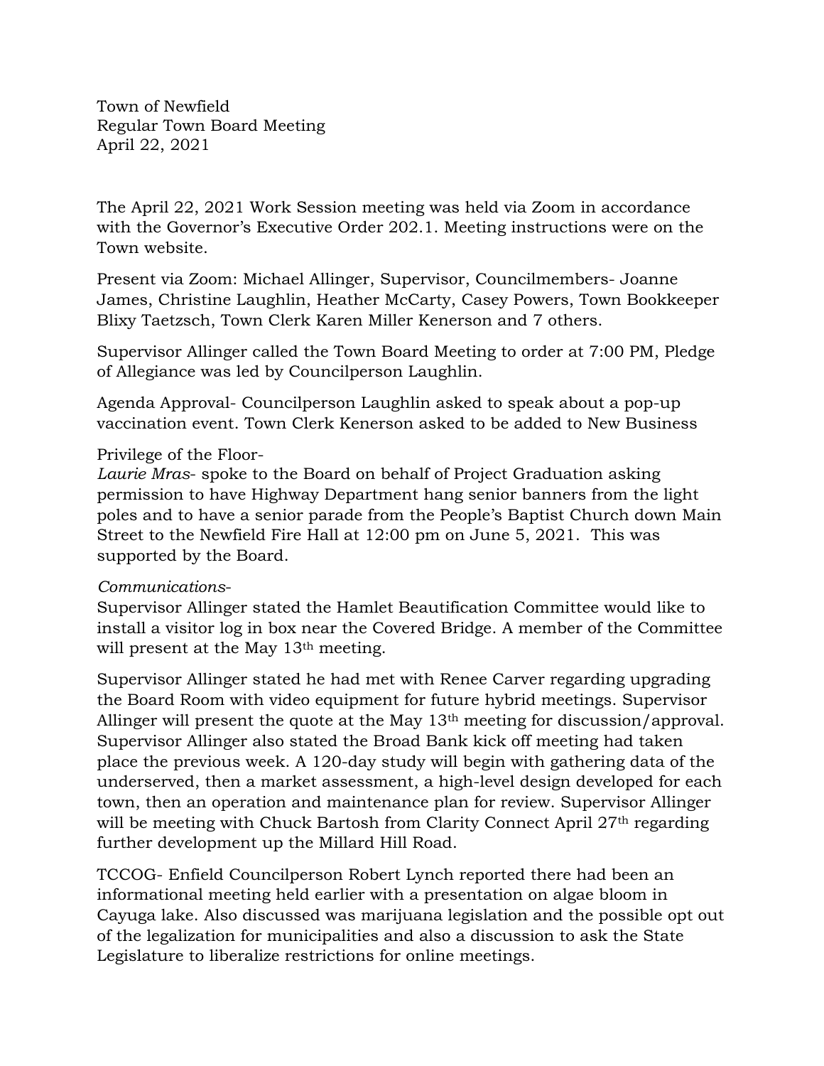Town of Newfield
Regular Town Board Meeting
April 22, 2021

The April 22, 2021 Work Session meeting was held via Zoom in accordance with the Governor's Executive Order 202.1. Meeting instructions were on the Town website.

Present via Zoom: Michael Allinger, Supervisor, Councilmembers- Joanne James, Christine Laughlin, Heather McCarty, Casey Powers, Town Bookkeeper Blixy Taetzsch, Town Clerk Karen Miller Kenerson and 7 others.

Supervisor Allinger called the Town Board Meeting to order at 7:00 PM, Pledge of Allegiance was led by Councilperson Laughlin.

Agenda Approval- Councilperson Laughlin asked to speak about a pop-up vaccination event. Town Clerk Kenerson asked to be added to New Business

Privilege of the Floor-
*Laurie Mras*- spoke to the Board on behalf of Project Graduation asking permission to have Highway Department hang senior banners from the light poles and to have a senior parade from the People's Baptist Church down Main Street to the Newfield Fire Hall at 12:00 pm on June 5, 2021. This was supported by the Board.

*Communications*-
Supervisor Allinger stated the Hamlet Beautification Committee would like to install a visitor log in box near the Covered Bridge. A member of the Committee will present at the May 13th meeting.

Supervisor Allinger stated he had met with Renee Carver regarding upgrading the Board Room with video equipment for future hybrid meetings. Supervisor Allinger will present the quote at the May 13th meeting for discussion/approval. Supervisor Allinger also stated the Broad Bank kick off meeting had taken place the previous week. A 120-day study will begin with gathering data of the underserved, then a market assessment, a high-level design developed for each town, then an operation and maintenance plan for review. Supervisor Allinger will be meeting with Chuck Bartosh from Clarity Connect April 27th regarding further development up the Millard Hill Road.

TCCOG- Enfield Councilperson Robert Lynch reported there had been an informational meeting held earlier with a presentation on algae bloom in Cayuga lake. Also discussed was marijuana legislation and the possible opt out of the legalization for municipalities and also a discussion to ask the State Legislature to liberalize restrictions for online meetings.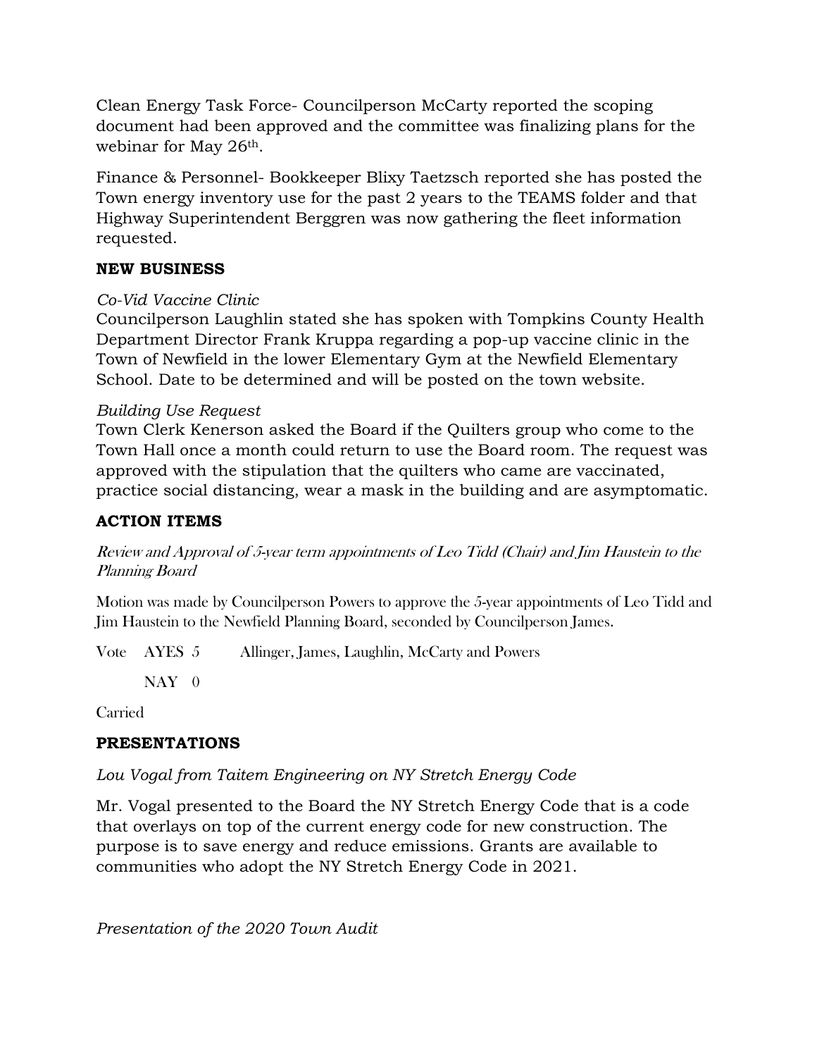Clean Energy Task Force- Councilperson McCarty reported the scoping document had been approved and the committee was finalizing plans for the webinar for May 26th.

Finance & Personnel- Bookkeeper Blixy Taetzsch reported she has posted the Town energy inventory use for the past 2 years to the TEAMS folder and that Highway Superintendent Berggren was now gathering the fleet information requested.

## NEW BUSINESS

*Co-Vid Vaccine Clinic*
Councilperson Laughlin stated she has spoken with Tompkins County Health Department Director Frank Kruppa regarding a pop-up vaccine clinic in the Town of Newfield in the lower Elementary Gym at the Newfield Elementary School. Date to be determined and will be posted on the town website.

*Building Use Request*
Town Clerk Kenerson asked the Board if the Quilters group who come to the Town Hall once a month could return to use the Board room. The request was approved with the stipulation that the quilters who came are vaccinated, practice social distancing, wear a mask in the building and are asymptomatic.

## ACTION ITEMS

*Review and Approval of 5-year term appointments of Leo Tidd (Chair) and Jim Haustein to the Planning Board*

Motion was made by Councilperson Powers to approve the 5-year appointments of Leo Tidd and Jim Haustein to the Newfield Planning Board, seconded by Councilperson James.

Vote AYES 5 Allinger, James, Laughlin, McCarty and Powers

NAY 0

Carried

## PRESENTATIONS

*Lou Vogal from Taitem Engineering on NY Stretch Energy Code*

Mr. Vogal presented to the Board the NY Stretch Energy Code that is a code that overlays on top of the current energy code for new construction. The purpose is to save energy and reduce emissions. Grants are available to communities who adopt the NY Stretch Energy Code in 2021.

*Presentation of the 2020 Town Audit*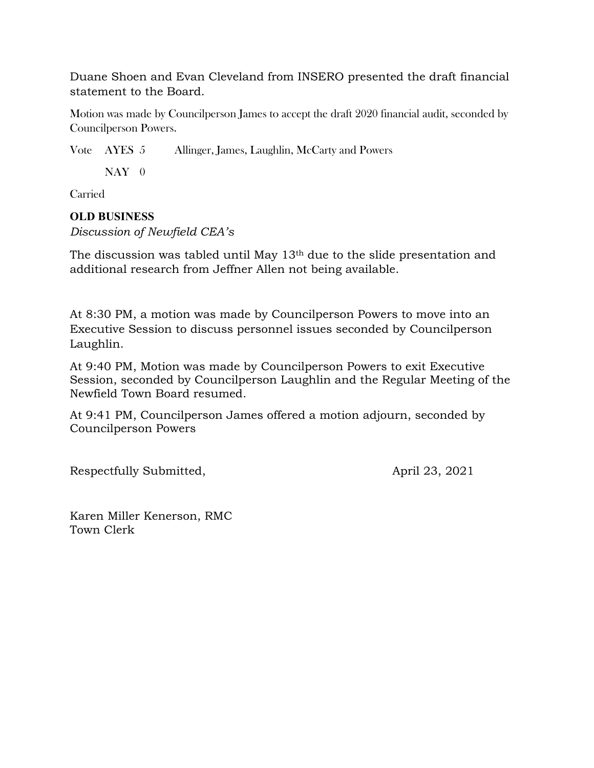Duane Shoen and Evan Cleveland from INSERO presented the draft financial statement to the Board.

Motion was made by Councilperson James to accept the draft 2020 financial audit, seconded by Councilperson Powers.

Vote AYES 5 Allinger, James, Laughlin, McCarty and Powers

NAY 0

Carried

**OLD BUSINESS**

*Discussion of Newfield CEA's*

The discussion was tabled until May 13th due to the slide presentation and additional research from Jeffner Allen not being available.

At 8:30 PM, a motion was made by Councilperson Powers to move into an Executive Session to discuss personnel issues seconded by Councilperson Laughlin.

At 9:40 PM, Motion was made by Councilperson Powers to exit Executive Session, seconded by Councilperson Laughlin and the Regular Meeting of the Newfield Town Board resumed.

At 9:41 PM, Councilperson James offered a motion adjourn, seconded by Councilperson Powers

Respectfully Submitted, April 23, 2021

Karen Miller Kenerson, RMC
Town Clerk